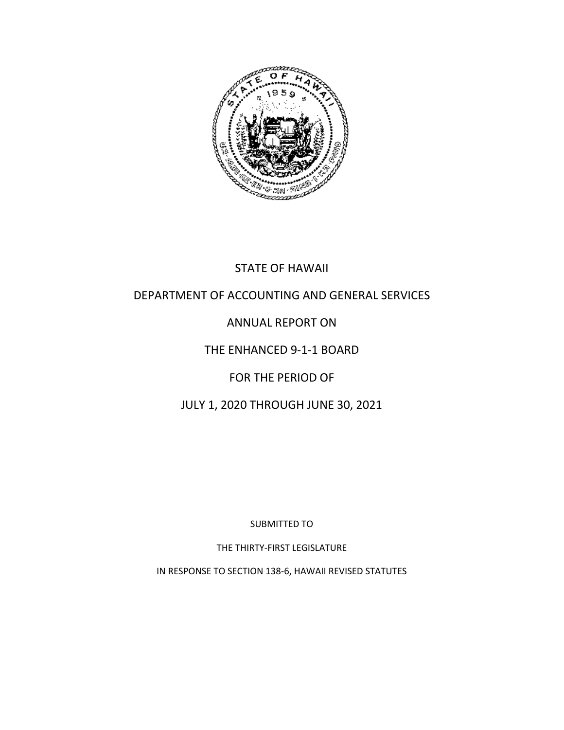STATE OF HAWAII

DEPARTMENT OF ACCOUNTING AND GENERAL SERVICES

ANNUAL REPORT ON

THE ENHANCED 9-1-1 BOARD

FOR THE PERIOD OF

JULY 1, 2020 THROUGH JUNE 30, 2021

SUBMITTED TO

THE THIRTY-FIRST LEGISLATURE

IN RESPONSE TO SECTION 138-6, HAWAII REVISED STATUTES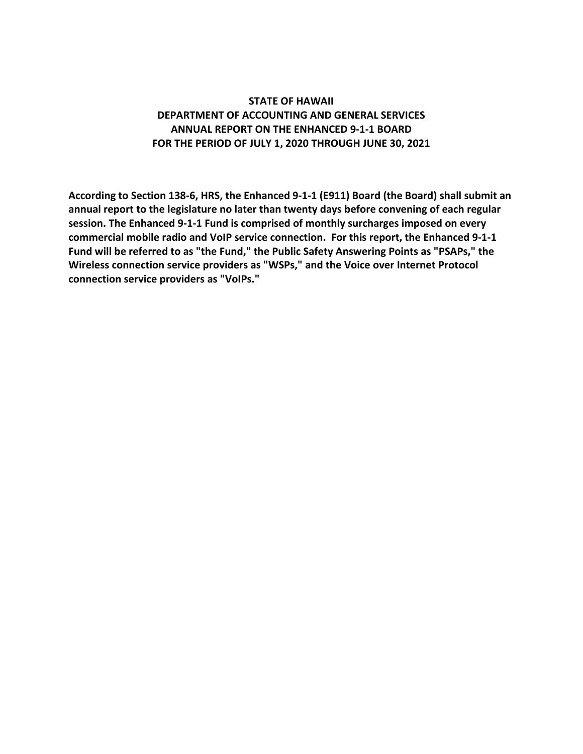**STATE OF HAWAII**
**DEPARTMENT OF ACCOUNTING AND GENERAL SERVICES**
**ANNUAL REPORT ON THE ENHANCED 9-1-1 BOARD**
**FOR THE PERIOD OF JULY 1, 2020 THROUGH JUNE 30, 2021**

**According to Section 138-6, HRS, the Enhanced 9-1-1 (E911) Board (the Board) shall submit an annual report to the legislature no later than twenty days before convening of each regular session. The Enhanced 9-1-1 Fund is comprised of monthly surcharges imposed on every commercial mobile radio and VoIP service connection. For this report, the Enhanced 9-1-1 Fund will be referred to as "the Fund," the Public Safety Answering Points as "PSAPs," the Wireless connection service providers as "WSPs," and the Voice over Internet Protocol connection service providers as "VoIPs."**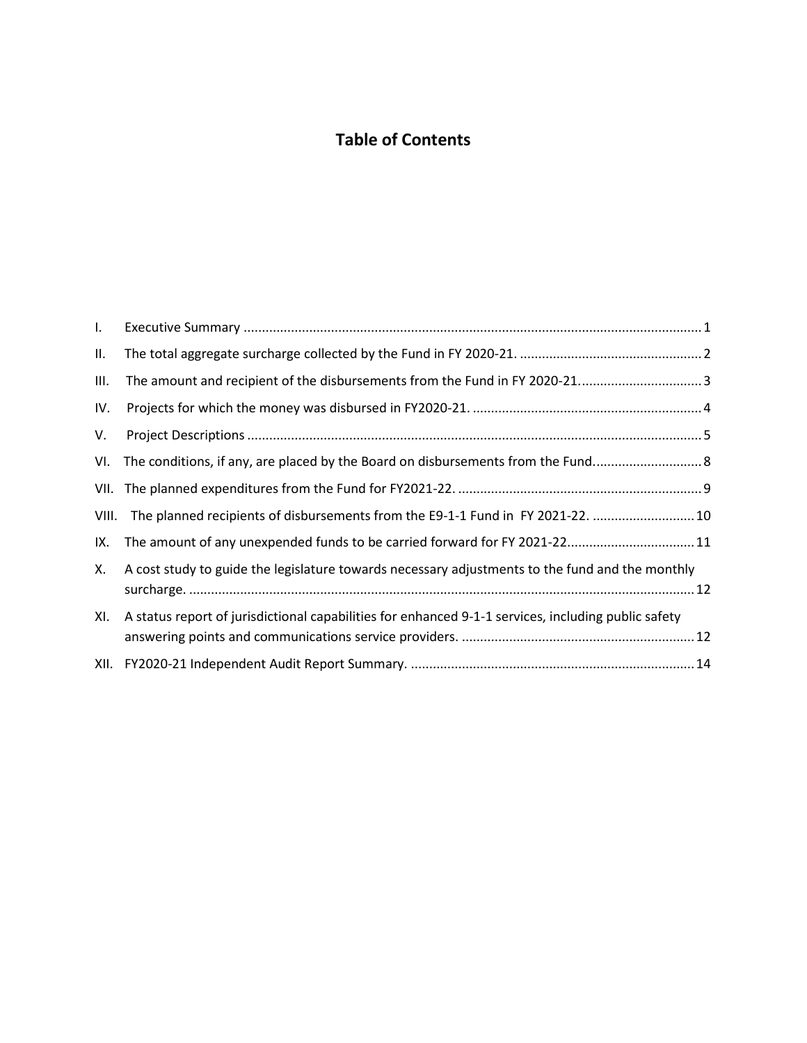# Table of Contents

I. Executive Summary ............................................................................................................................ 1

II. The total aggregate surcharge collected by the Fund in FY 2020-21. .................................................. 2

III. The amount and recipient of the disbursements from the Fund in FY 2020-21. ................................. 3

IV. Projects for which the money was disbursed in FY2020-21. ............................................................... 4

V. Project Descriptions ............................................................................................................................ 5

VI. The conditions, if any, are placed by the Board on disbursements from the Fund. ............................. 8

VII. The planned expenditures from the Fund for FY2021-22. ................................................................... 9

VIII. The planned recipients of disbursements from the E9-1-1 Fund in FY 2021-22. ............................ 10

IX. The amount of any unexpended funds to be carried forward for FY 2021-22. .................................. 11

X. A cost study to guide the legislature towards necessary adjustments to the fund and the monthly surcharge. ......................................................................................................................................... 12

XI. A status report of jurisdictional capabilities for enhanced 9-1-1 services, including public safety answering points and communications service providers. ............................................................... 12

XII. FY2020-21 Independent Audit Report Summary. ............................................................................. 14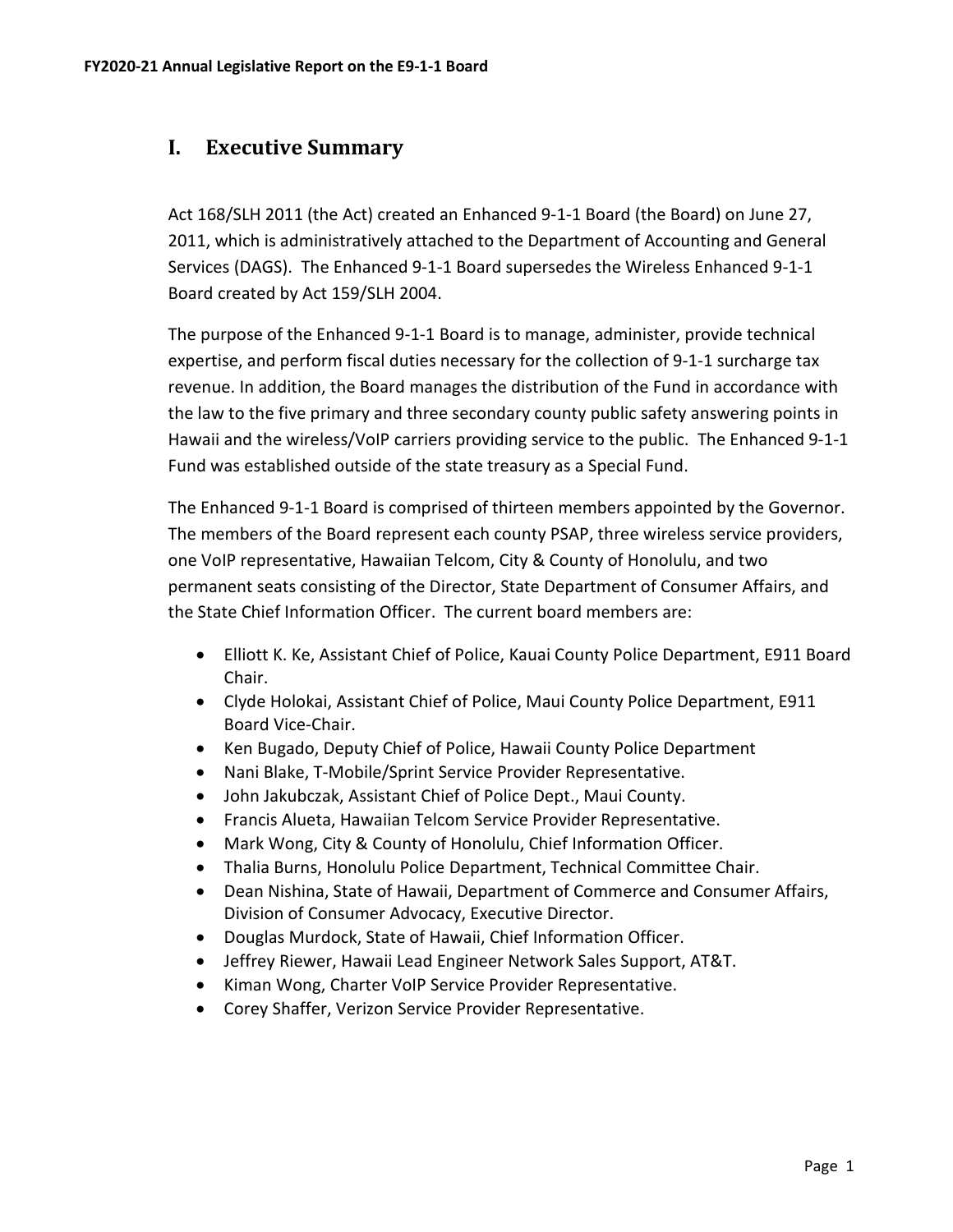# I. Executive Summary

Act 168/SLH 2011 (the Act) created an Enhanced 9-1-1 Board (the Board) on June 27, 2011, which is administratively attached to the Department of Accounting and General Services (DAGS). The Enhanced 9-1-1 Board supersedes the Wireless Enhanced 9-1-1 Board created by Act 159/SLH 2004.

The purpose of the Enhanced 9-1-1 Board is to manage, administer, provide technical expertise, and perform fiscal duties necessary for the collection of 9-1-1 surcharge tax revenue. In addition, the Board manages the distribution of the Fund in accordance with the law to the five primary and three secondary county public safety answering points in Hawaii and the wireless/VoIP carriers providing service to the public. The Enhanced 9-1-1 Fund was established outside of the state treasury as a Special Fund.

The Enhanced 9-1-1 Board is comprised of thirteen members appointed by the Governor. The members of the Board represent each county PSAP, three wireless service providers, one VoIP representative, Hawaiian Telcom, City & County of Honolulu, and two permanent seats consisting of the Director, State Department of Consumer Affairs, and the State Chief Information Officer. The current board members are:

- Elliott K. Ke, Assistant Chief of Police, Kauai County Police Department, E911 Board Chair.
- Clyde Holokai, Assistant Chief of Police, Maui County Police Department, E911 Board Vice-Chair.
- Ken Bugado, Deputy Chief of Police, Hawaii County Police Department
- Nani Blake, T-Mobile/Sprint Service Provider Representative.
- John Jakubczak, Assistant Chief of Police Dept., Maui County.
- Francis Alueta, Hawaiian Telcom Service Provider Representative.
- Mark Wong, City & County of Honolulu, Chief Information Officer.
- Thalia Burns, Honolulu Police Department, Technical Committee Chair.
- Dean Nishina, State of Hawaii, Department of Commerce and Consumer Affairs, Division of Consumer Advocacy, Executive Director.
- Douglas Murdock, State of Hawaii, Chief Information Officer.
- Jeffrey Riewer, Hawaii Lead Engineer Network Sales Support, AT&T.
- Kiman Wong, Charter VoIP Service Provider Representative.
- Corey Shaffer, Verizon Service Provider Representative.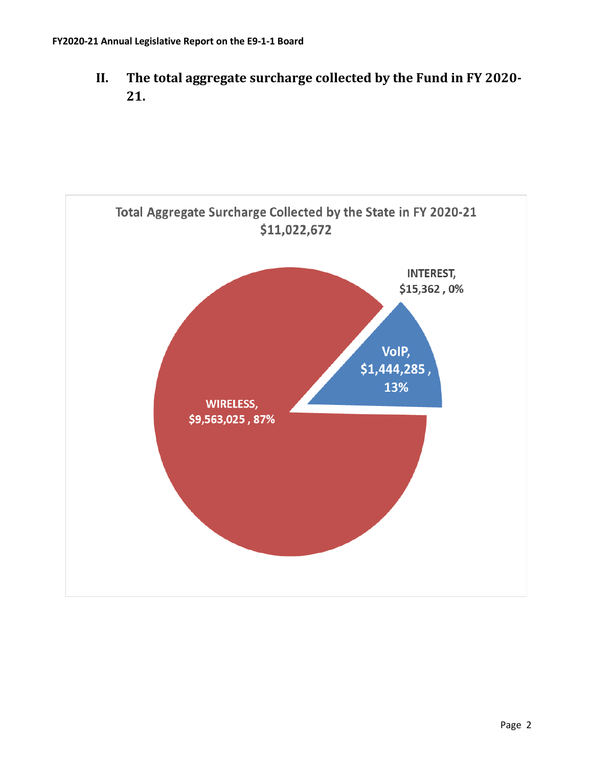## II. The total aggregate surcharge collected by the Fund in FY 2020-21.

Total Aggregate Surcharge Collected by the State in FY 2020-21
$11,022,672

INTEREST, $15,362 , 0%

VoIP, $1,444,285 , 13%

WIRELESS, $9,563,025 , 87%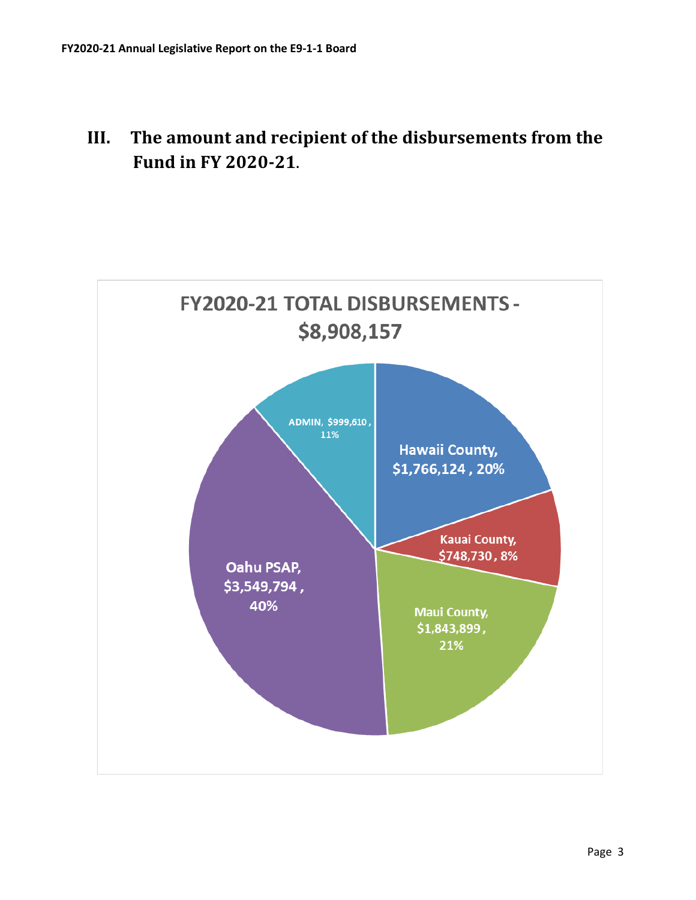# III. The amount and recipient of the disbursements from the Fund in FY 2020-21.

**FY2020-21 TOTAL DISBURSEMENTS - $8,908,157**

- Hawaii County, $1,766,124, 20%
- Kauai County, $748,730, 8%
- Maui County, $1,843,899, 21%
- Oahu PSAP, $3,549,794, 40%
- ADMIN, $999,610, 11%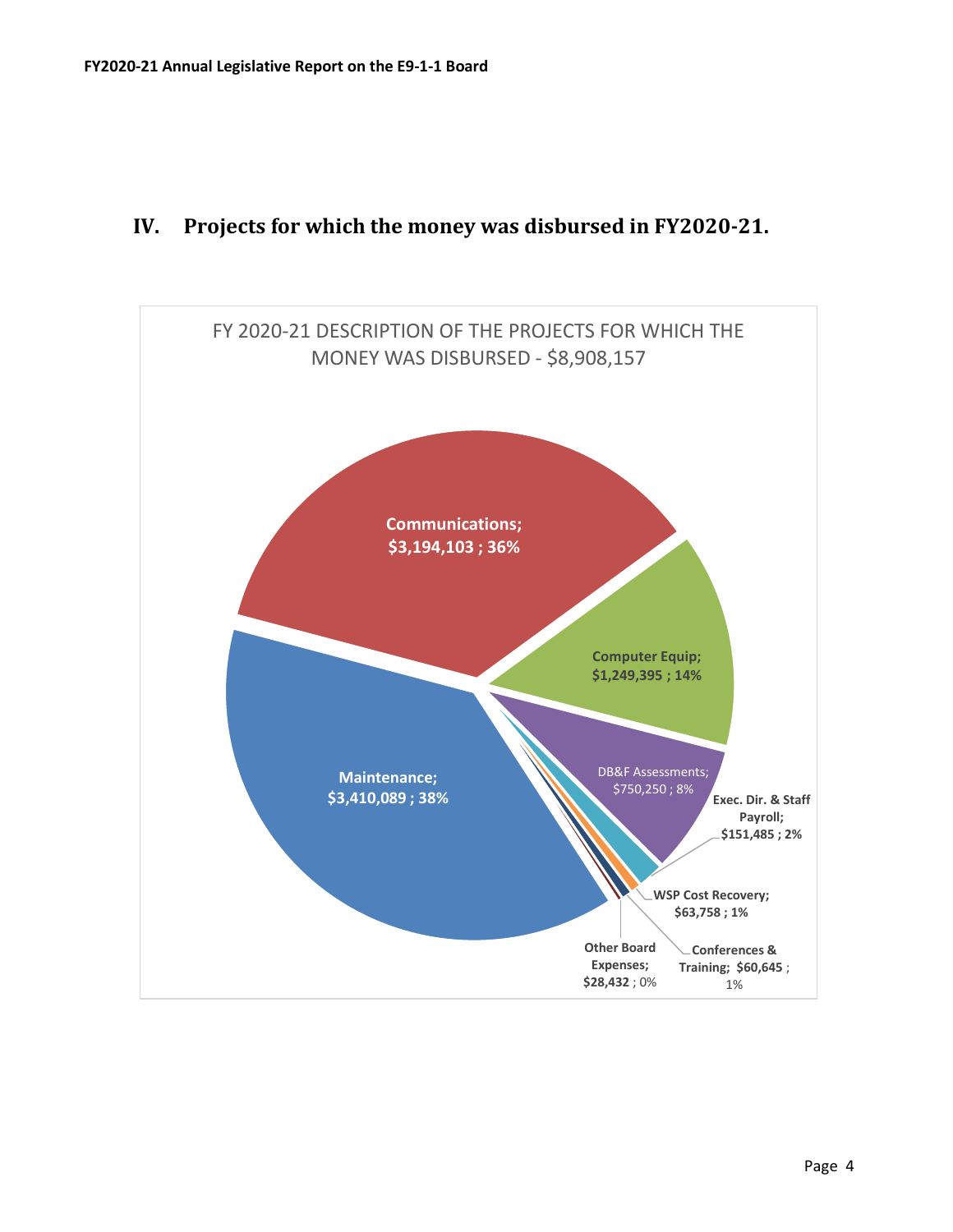## IV. Projects for which the money was disbursed in FY2020-21.

FY 2020-21 DESCRIPTION OF THE PROJECTS FOR WHICH THE MONEY WAS DISBURSED - $8,908,157

| Category | Amount | Percent |
|---|---|---|
| Maintenance | $3,410,089 | 38% |
| Communications | $3,194,103 | 36% |
| Computer Equip | $1,249,395 | 14% |
| DB&F Assessments | $750,250 | 8% |
| Exec. Dir. & Staff Payroll | $151,485 | 2% |
| WSP Cost Recovery | $63,758 | 1% |
| Conferences & Training | $60,645 | 1% |
| Other Board Expenses | $28,432 | 0% |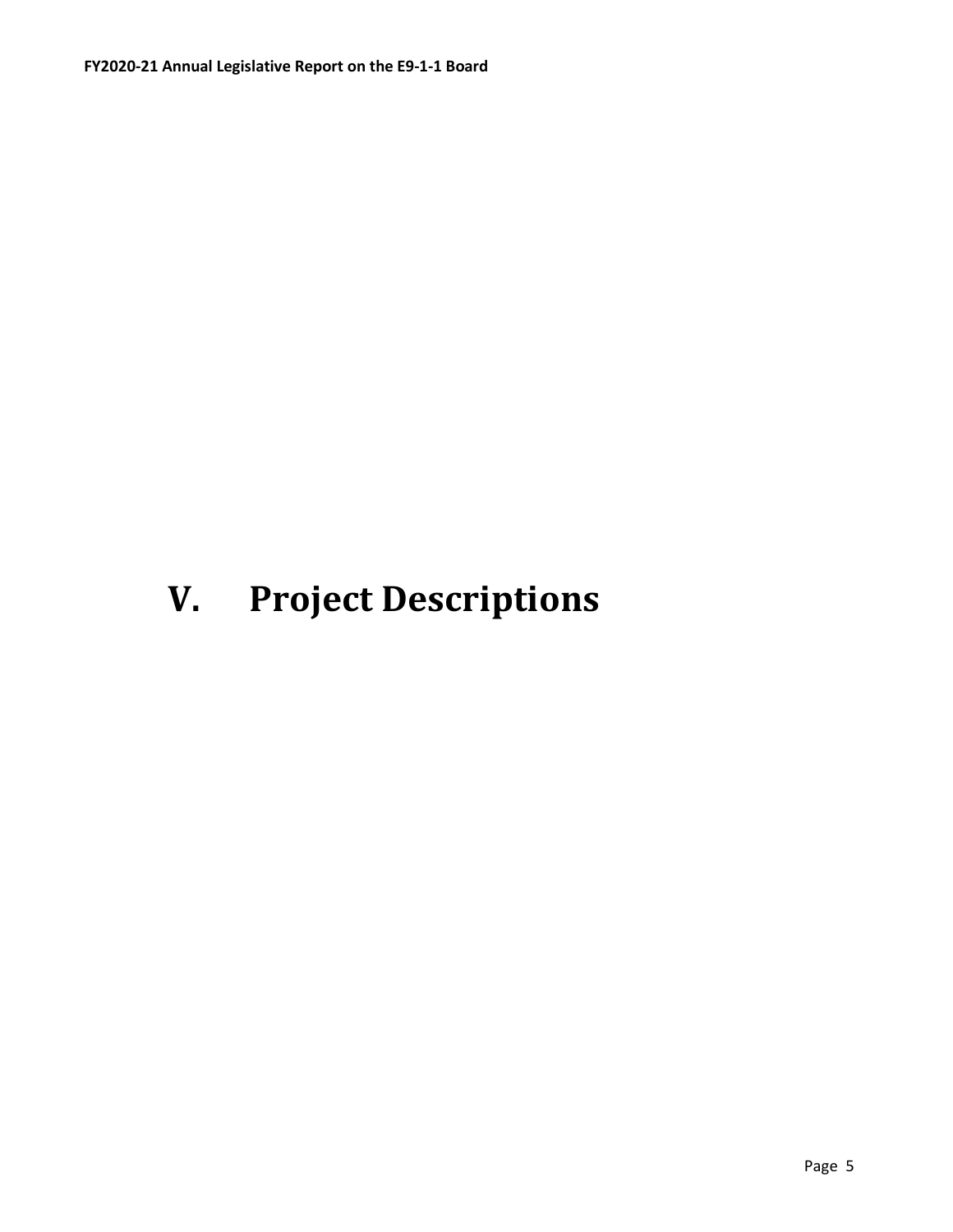# V. Project Descriptions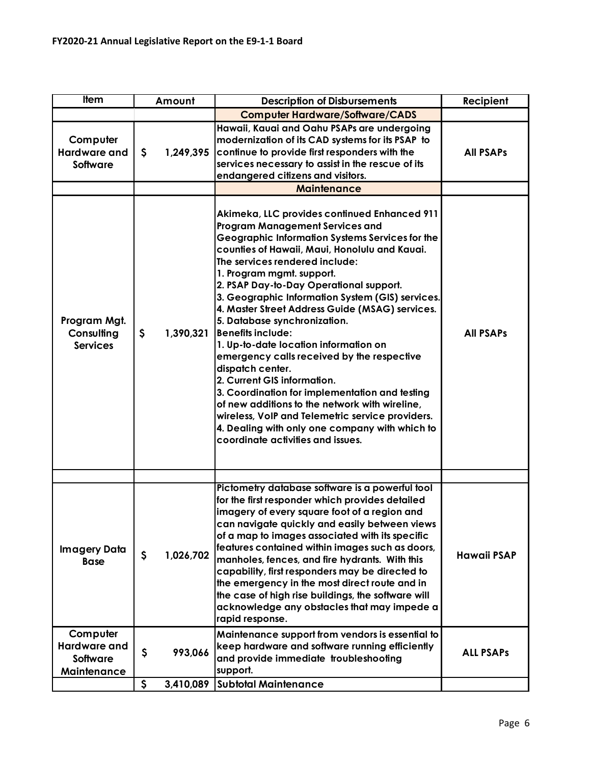| Item | Amount | Description of Disbursements | Recipient |
|---|---|---|---|
| | | **Computer Hardware/Software/CADS** | |
| **Computer Hardware and Software** | $ 1,249,395 | Hawaii, Kauai and Oahu PSAPs are undergoing modernization of its CAD systems for its PSAP to continue to provide first responders with the services necessary to assist in the rescue of its endangered citizens and visitors. | **All PSAPs** |
| | | **Maintenance** | |
| **Program Mgt. Consulting Services** | $ 1,390,321 | Akimeka, LLC provides continued Enhanced 911 Program Management Services and Geographic Information Systems Services for the counties of Hawaii, Maui, Honolulu and Kauai. The services rendered include: 1. Program mgmt. support. 2. PSAP Day-to-Day Operational support. 3. Geographic Information System (GIS) services. 4. Master Street Address Guide (MSAG) services. 5. Database synchronization. Benefits include: 1. Up-to-date location information on emergency calls received by the respective dispatch center. 2. Current GIS information. 3. Coordination for implementation and testing of new additions to the network with wireline, wireless, VoIP and Telemetric service providers. 4. Dealing with only one company with which to coordinate activities and issues. | **All PSAPs** |
| | | | |
| **Imagery Data Base** | $ 1,026,702 | Pictometry database software is a powerful tool for the first responder which provides detailed imagery of every square foot of a region and can navigate quickly and easily between views of a map to images associated with its specific features contained within images such as doors, manholes, fences, and fire hydrants. With this capability, first responders may be directed to the emergency in the most direct route and in the case of high rise buildings, the software will acknowledge any obstacles that may impede a rapid response. | **Hawaii PSAP** |
| **Computer Hardware and Software Maintenance** | $ 993,066 | Maintenance support from vendors is essential to keep hardware and software running efficiently and provide immediate troubleshooting support. | **ALL PSAPs** |
| | $ 3,410,089 | **Subtotal Maintenance** | |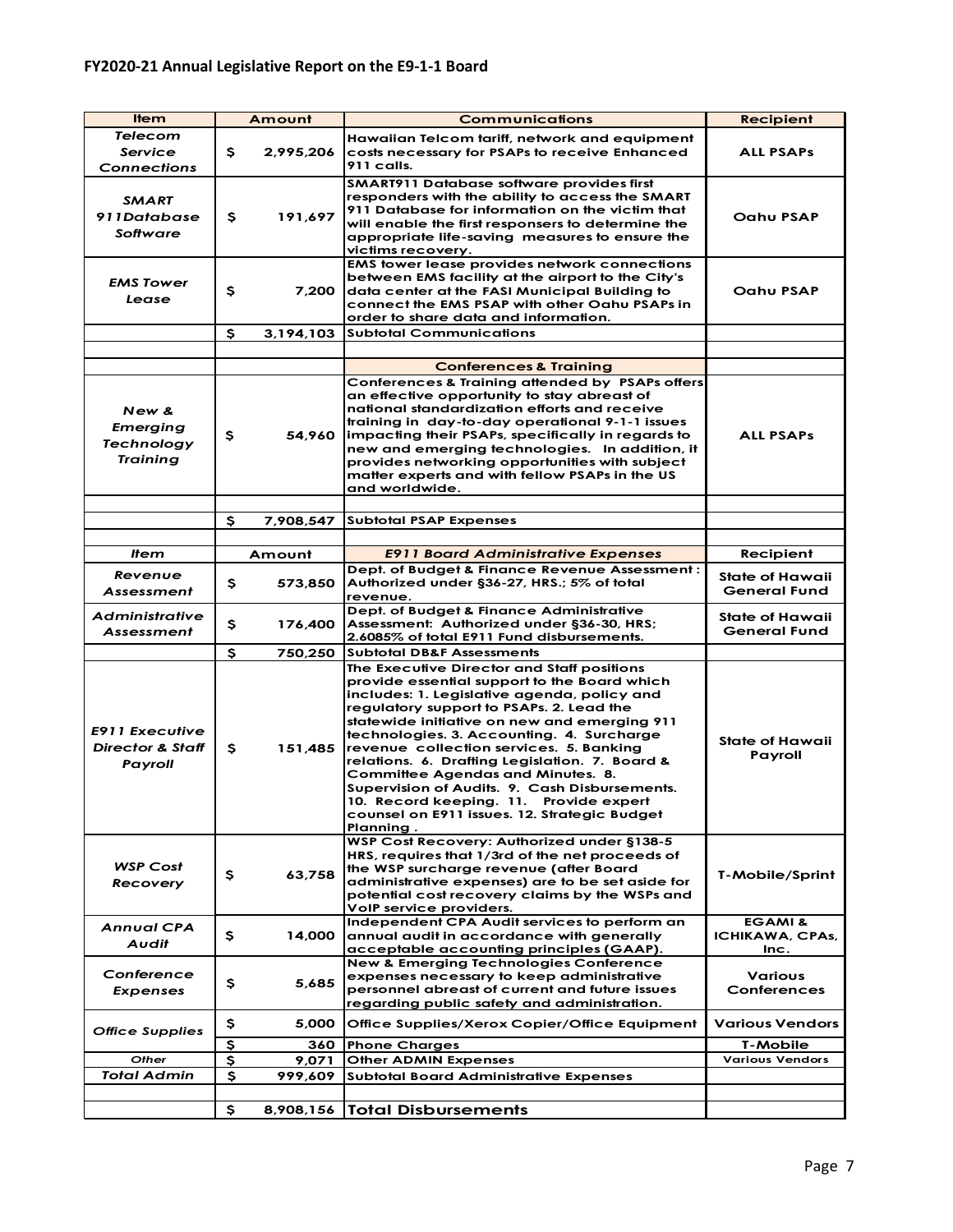| Item | Amount | Communications | Recipient |
|---|---|---|---|
| *Telecom Service Connections* | $ 2,995,206 | Hawaiian Telcom tariff, network and equipment costs necessary for PSAPs to receive Enhanced 911 calls. | ALL PSAPs |
| *SMART 911Database Software* | $ 191,697 | SMART911 Database software provides first responders with the ability to access the SMART 911 Database for information on the victim that will enable the first responsers to determine the appropriate life-saving measures to ensure the victims recovery. | Oahu PSAP |
| *EMS Tower Lease* | $ 7,200 | EMS tower lease provides network connections between EMS facility at the airport to the City's data center at the FASI Municipal Building to connect the EMS PSAP with other Oahu PSAPs in order to share data and information. | Oahu PSAP |
| | $ 3,194,103 | Subtotal Communications | |
| | | | |
| | | **Conferences & Training** | |
| *New & Emerging Technology Training* | $ 54,960 | Conferences & Training attended by PSAPs offers an effective opportunity to stay abreast of national standardization efforts and receive training in day-to-day operational 9-1-1 issues impacting their PSAPs, specifically in regards to new and emerging technologies. In addition, it provides networking opportunities with subject matter experts and with fellow PSAPs in the US and worldwide. | ALL PSAPs |
| | | | |
| | $ 7,908,547 | Subtotal PSAP Expenses | |
| | | | |
| *Item* | Amount | *E911 Board Administrative Expenses* | Recipient |
| *Revenue Assessment* | $ 573,850 | Dept. of Budget & Finance Revenue Assessment : Authorized under §36-27, HRS.; 5% of total revenue. | State of Hawaii General Fund |
| *Administrative Assessment* | $ 176,400 | Dept. of Budget & Finance Administrative Assessment: Authorized under §36-30, HRS; 2.6085% of total E911 Fund disbursements. | State of Hawaii General Fund |
| | $ 750,250 | Subtotal DB&F Assessments | |
| *E911 Executive Director & Staff Payroll* | $ 151,485 | The Executive Director and Staff positions provide essential support to the Board which includes: 1. Legislative agenda, policy and regulatory support to PSAPs. 2. Lead the statewide initiative on new and emerging 911 technologies. 3. Accounting. 4. Surcharge revenue collection services. 5. Banking relations. 6. Drafting Legislation. 7. Board & Committee Agendas and Minutes. 8. Supervision of Audits. 9. Cash Disbursements. 10. Record keeping. 11. Provide expert counsel on E911 issues. 12. Strategic Budget Planning . | State of Hawaii Payroll |
| *WSP Cost Recovery* | $ 63,758 | WSP Cost Recovery: Authorized under §138-5 HRS, requires that 1/3rd of the net proceeds of the WSP surcharge revenue (after Board administrative expenses) are to be set aside for potential cost recovery claims by the WSPs and VoIP service providers. | T-Mobile/Sprint |
| *Annual CPA Audit* | $ 14,000 | Independent CPA Audit services to perform an annual audit in accordance with generally acceptable accounting principles (GAAP). | EGAMI & ICHIKAWA, CPAs, Inc. |
| *Conference Expenses* | $ 5,685 | New & Emerging Technologies Conference expenses necessary to keep administrative personnel abreast of current and future issues regarding public safety and administration. | Various Conferences |
| *Office Supplies* | $ 5,000 | Office Supplies/Xerox Copier/Office Equipment | Various Vendors |
| | $ 360 | Phone Charges | T-Mobile |
| *Other* | $ 9,071 | Other ADMIN Expenses | Various Vendors |
| *Total Admin* | $ 999,609 | Subtotal Board Administrative Expenses | |
| | | | |
| | $ 8,908,156 | **Total Disbursements** | |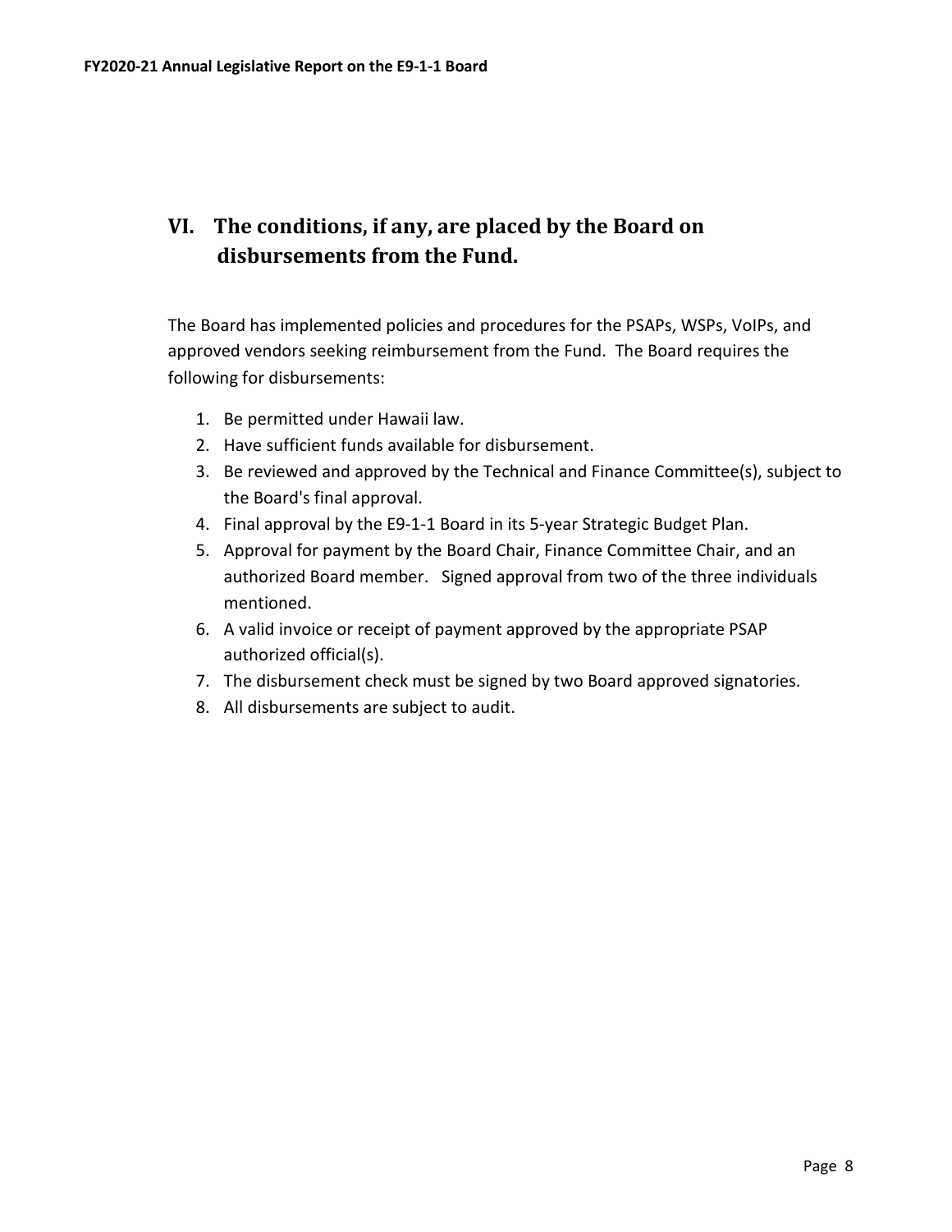## VI. The conditions, if any, are placed by the Board on disbursements from the Fund.

The Board has implemented policies and procedures for the PSAPs, WSPs, VoIPs, and approved vendors seeking reimbursement from the Fund. The Board requires the following for disbursements:

1. Be permitted under Hawaii law.
2. Have sufficient funds available for disbursement.
3. Be reviewed and approved by the Technical and Finance Committee(s), subject to the Board's final approval.
4. Final approval by the E9-1-1 Board in its 5-year Strategic Budget Plan.
5. Approval for payment by the Board Chair, Finance Committee Chair, and an authorized Board member. Signed approval from two of the three individuals mentioned.
6. A valid invoice or receipt of payment approved by the appropriate PSAP authorized official(s).
7. The disbursement check must be signed by two Board approved signatories.
8. All disbursements are subject to audit.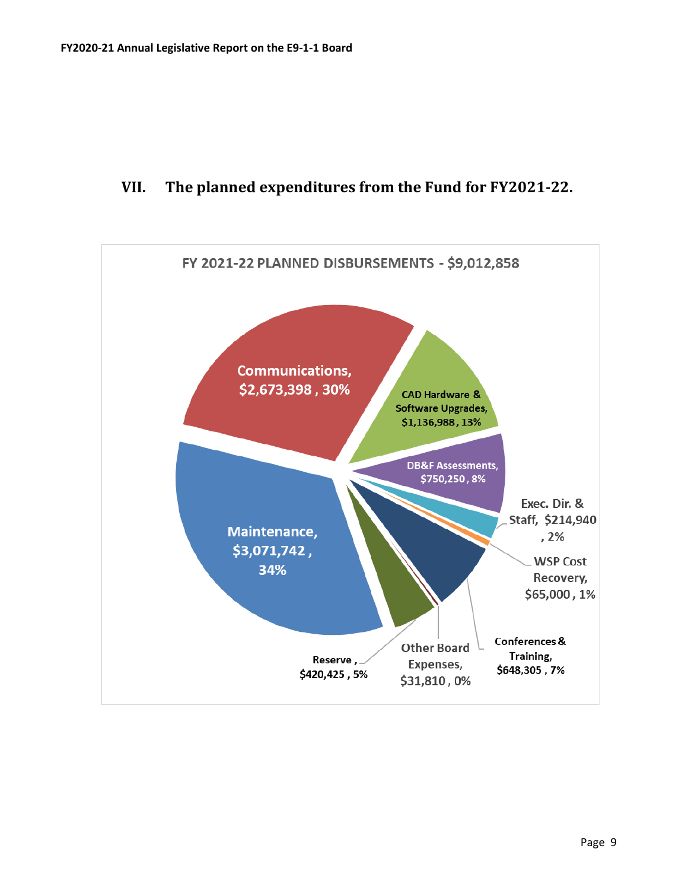## VII. The planned expenditures from the Fund for FY2021-22.

FY 2021-22 PLANNED DISBURSEMENTS - $9,012,858

- Communications, $2,673,398 , 30%
- CAD Hardware & Software Upgrades, $1,136,988 , 13%
- DB&F Assessments, $750,250 , 8%
- Exec. Dir. & Staff, $214,940 , 2%
- WSP Cost Recovery, $65,000 , 1%
- Conferences & Training, $648,305 , 7%
- Other Board Expenses, $31,810 , 0%
- Reserve , $420,425 , 5%
- Maintenance, $3,071,742 , 34%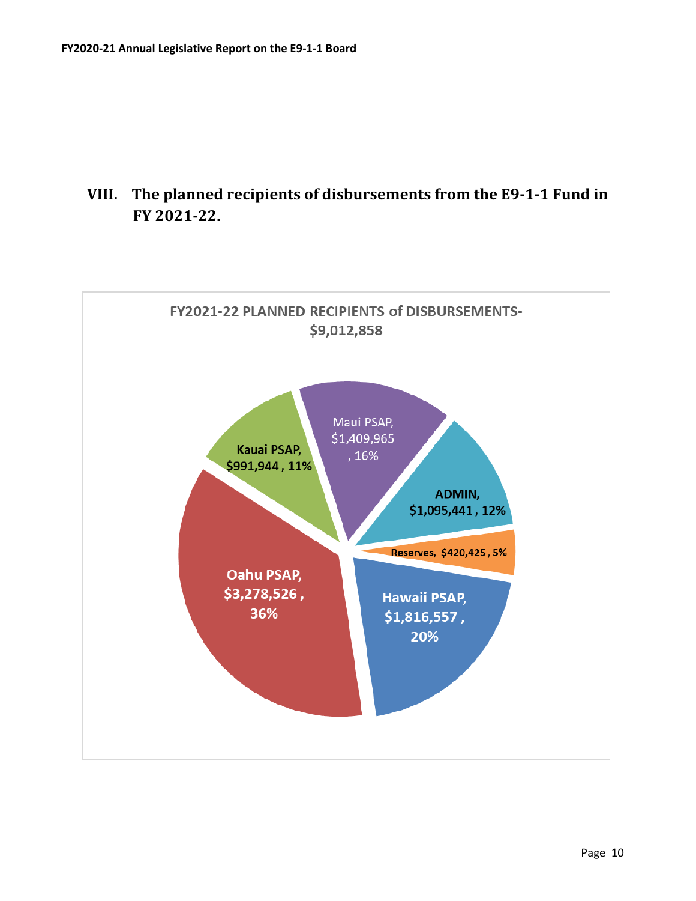## VIII. The planned recipients of disbursements from the E9-1-1 Fund in FY 2021-22.

FY2021-22 PLANNED RECIPIENTS of DISBURSEMENTS- $9,012,858

Maui PSAP, $1,409,965 , 16%

Kauai PSAP, $991,944 , 11%

ADMIN, $1,095,441 , 12%

Reserves, $420,425 , 5%

Oahu PSAP, $3,278,526 , 36%

Hawaii PSAP, $1,816,557 , 20%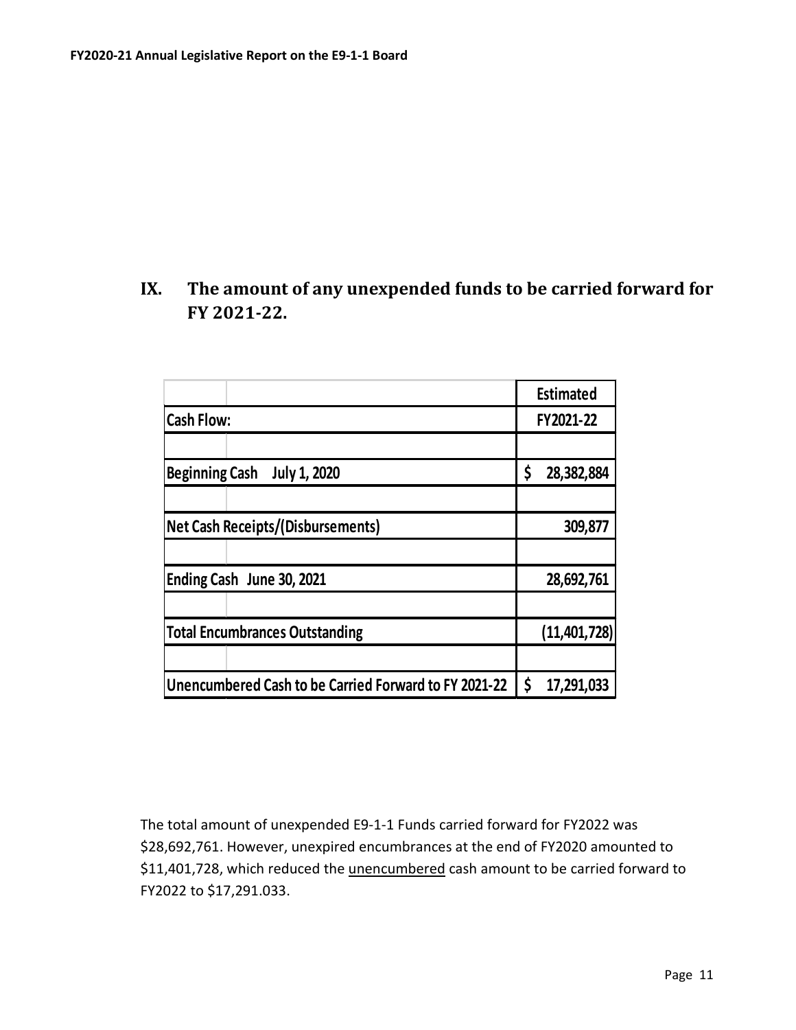## IX. The amount of any unexpended funds to be carried forward for FY 2021-22.

| Cash Flow: | Estimated FY2021-22 |
|---|---|
| | |
| Beginning Cash July 1, 2020 | $ 28,382,884 |
| | |
| Net Cash Receipts/(Disbursements) | 309,877 |
| | |
| Ending Cash June 30, 2021 | 28,692,761 |
| | |
| Total Encumbrances Outstanding | (11,401,728) |
| | |
| Unencumbered Cash to be Carried Forward to FY 2021-22 | $ 17,291,033 |

The total amount of unexpended E9-1-1 Funds carried forward for FY2022 was $28,692,761. However, unexpired encumbrances at the end of FY2020 amounted to $11,401,728, which reduced the <u>unencumbered</u> cash amount to be carried forward to FY2022 to $17,291.033.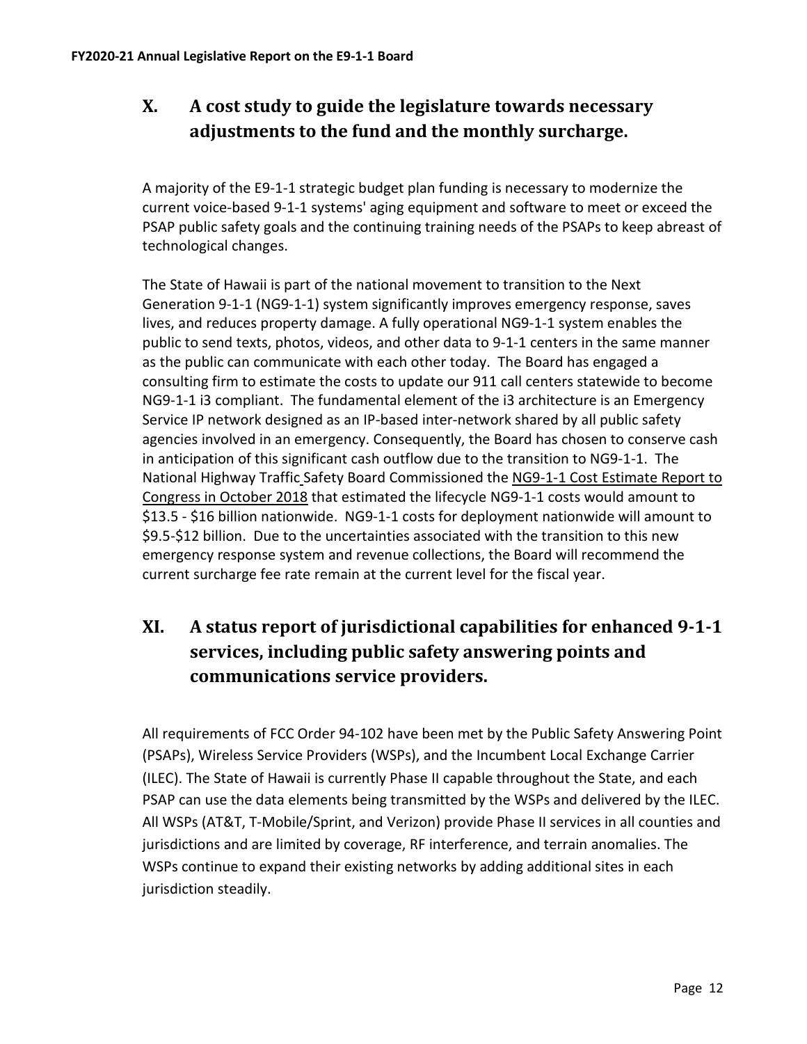## X. A cost study to guide the legislature towards necessary adjustments to the fund and the monthly surcharge.

A majority of the E9-1-1 strategic budget plan funding is necessary to modernize the current voice-based 9-1-1 systems' aging equipment and software to meet or exceed the PSAP public safety goals and the continuing training needs of the PSAPs to keep abreast of technological changes.

The State of Hawaii is part of the national movement to transition to the Next Generation 9-1-1 (NG9-1-1) system significantly improves emergency response, saves lives, and reduces property damage. A fully operational NG9-1-1 system enables the public to send texts, photos, videos, and other data to 9-1-1 centers in the same manner as the public can communicate with each other today. The Board has engaged a consulting firm to estimate the costs to update our 911 call centers statewide to become NG9-1-1 i3 compliant. The fundamental element of the i3 architecture is an Emergency Service IP network designed as an IP-based inter-network shared by all public safety agencies involved in an emergency. Consequently, the Board has chosen to conserve cash in anticipation of this significant cash outflow due to the transition to NG9-1-1. The National Highway Traffic Safety Board Commissioned the NG9-1-1 Cost Estimate Report to Congress in October 2018 that estimated the lifecycle NG9-1-1 costs would amount to \$13.5 - \$16 billion nationwide. NG9-1-1 costs for deployment nationwide will amount to \$9.5-\$12 billion. Due to the uncertainties associated with the transition to this new emergency response system and revenue collections, the Board will recommend the current surcharge fee rate remain at the current level for the fiscal year.

## XI. A status report of jurisdictional capabilities for enhanced 9-1-1 services, including public safety answering points and communications service providers.

All requirements of FCC Order 94-102 have been met by the Public Safety Answering Point (PSAPs), Wireless Service Providers (WSPs), and the Incumbent Local Exchange Carrier (ILEC). The State of Hawaii is currently Phase II capable throughout the State, and each PSAP can use the data elements being transmitted by the WSPs and delivered by the ILEC. All WSPs (AT&T, T-Mobile/Sprint, and Verizon) provide Phase II services in all counties and jurisdictions and are limited by coverage, RF interference, and terrain anomalies. The WSPs continue to expand their existing networks by adding additional sites in each jurisdiction steadily.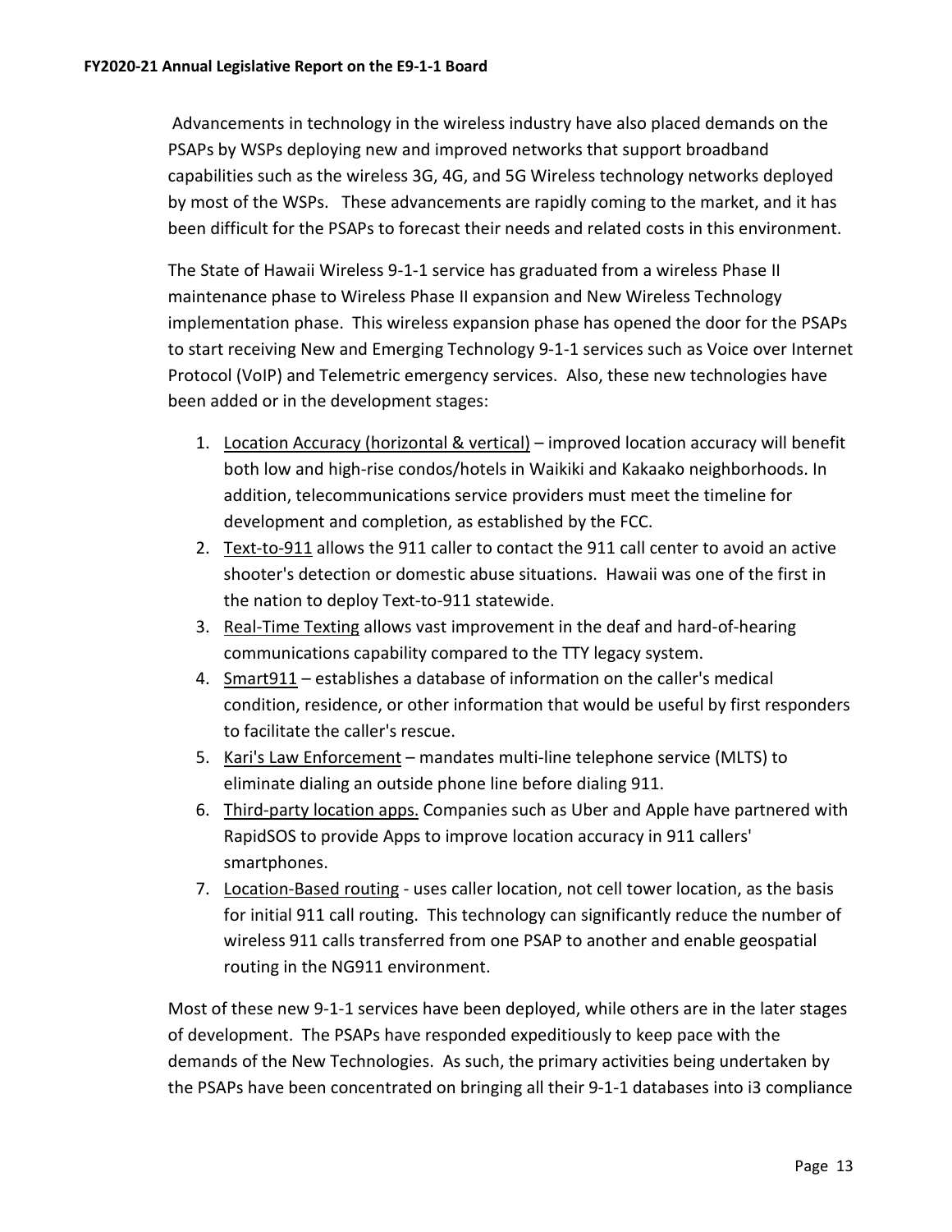Advancements in technology in the wireless industry have also placed demands on the PSAPs by WSPs deploying new and improved networks that support broadband capabilities such as the wireless 3G, 4G, and 5G Wireless technology networks deployed by most of the WSPs. These advancements are rapidly coming to the market, and it has been difficult for the PSAPs to forecast their needs and related costs in this environment.

The State of Hawaii Wireless 9-1-1 service has graduated from a wireless Phase II maintenance phase to Wireless Phase II expansion and New Wireless Technology implementation phase. This wireless expansion phase has opened the door for the PSAPs to start receiving New and Emerging Technology 9-1-1 services such as Voice over Internet Protocol (VoIP) and Telemetric emergency services. Also, these new technologies have been added or in the development stages:

1. <u>Location Accuracy (horizontal & vertical)</u> – improved location accuracy will benefit both low and high-rise condos/hotels in Waikiki and Kakaako neighborhoods. In addition, telecommunications service providers must meet the timeline for development and completion, as established by the FCC.
2. <u>Text-to-911</u> allows the 911 caller to contact the 911 call center to avoid an active shooter's detection or domestic abuse situations. Hawaii was one of the first in the nation to deploy Text-to-911 statewide.
3. <u>Real-Time Texting</u> allows vast improvement in the deaf and hard-of-hearing communications capability compared to the TTY legacy system.
4. <u>Smart911</u> – establishes a database of information on the caller's medical condition, residence, or other information that would be useful by first responders to facilitate the caller's rescue.
5. <u>Kari's Law Enforcement</u> – mandates multi-line telephone service (MLTS) to eliminate dialing an outside phone line before dialing 911.
6. <u>Third-party location apps.</u> Companies such as Uber and Apple have partnered with RapidSOS to provide Apps to improve location accuracy in 911 callers' smartphones.
7. <u>Location-Based routing</u> - uses caller location, not cell tower location, as the basis for initial 911 call routing. This technology can significantly reduce the number of wireless 911 calls transferred from one PSAP to another and enable geospatial routing in the NG911 environment.

Most of these new 9-1-1 services have been deployed, while others are in the later stages of development. The PSAPs have responded expeditiously to keep pace with the demands of the New Technologies. As such, the primary activities being undertaken by the PSAPs have been concentrated on bringing all their 9-1-1 databases into i3 compliance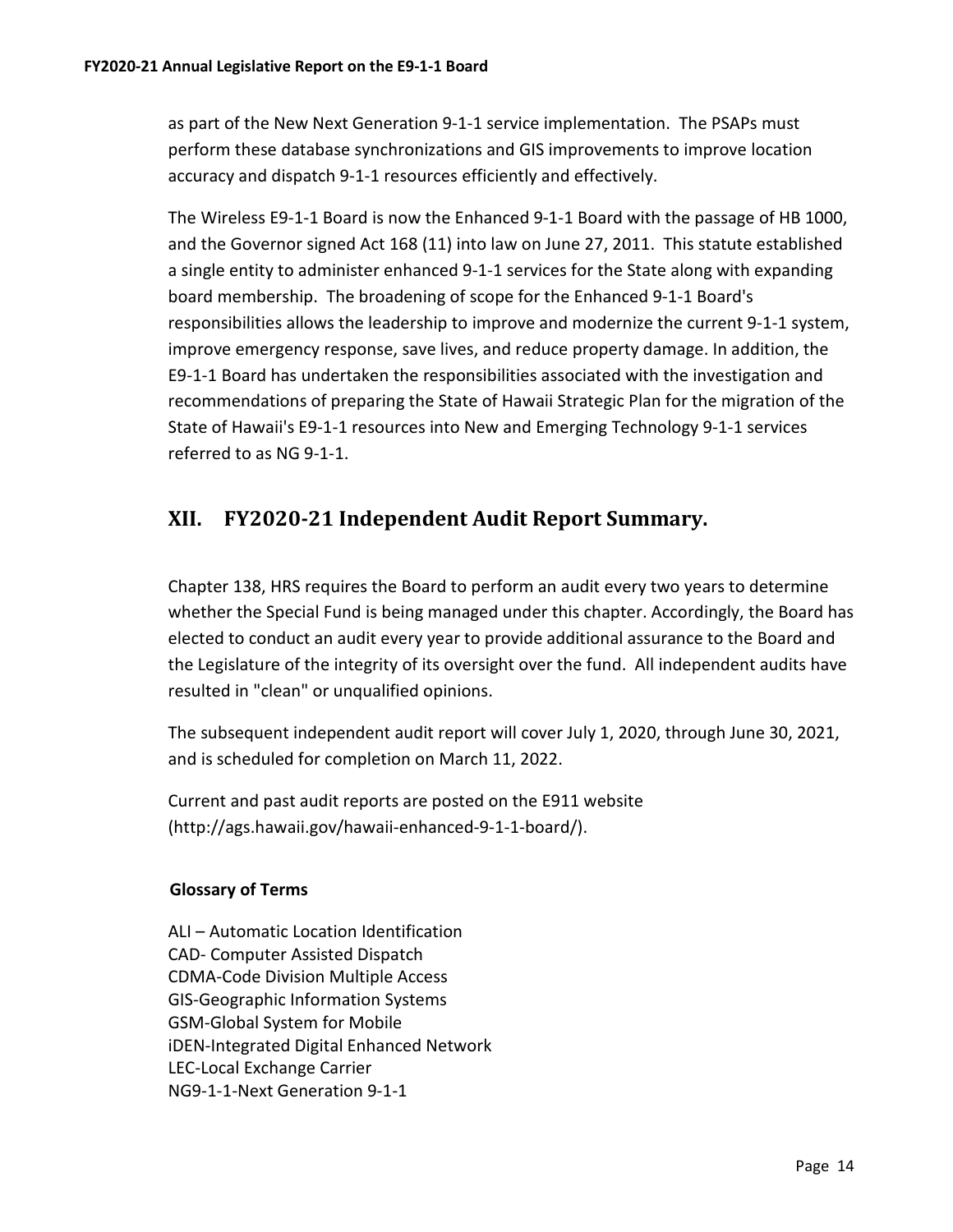as part of the New Next Generation 9-1-1 service implementation. The PSAPs must perform these database synchronizations and GIS improvements to improve location accuracy and dispatch 9-1-1 resources efficiently and effectively.

The Wireless E9-1-1 Board is now the Enhanced 9-1-1 Board with the passage of HB 1000, and the Governor signed Act 168 (11) into law on June 27, 2011. This statute established a single entity to administer enhanced 9-1-1 services for the State along with expanding board membership. The broadening of scope for the Enhanced 9-1-1 Board's responsibilities allows the leadership to improve and modernize the current 9-1-1 system, improve emergency response, save lives, and reduce property damage. In addition, the E9-1-1 Board has undertaken the responsibilities associated with the investigation and recommendations of preparing the State of Hawaii Strategic Plan for the migration of the State of Hawaii's E9-1-1 resources into New and Emerging Technology 9-1-1 services referred to as NG 9-1-1.

## XII. FY2020-21 Independent Audit Report Summary.

Chapter 138, HRS requires the Board to perform an audit every two years to determine whether the Special Fund is being managed under this chapter. Accordingly, the Board has elected to conduct an audit every year to provide additional assurance to the Board and the Legislature of the integrity of its oversight over the fund. All independent audits have resulted in "clean" or unqualified opinions.

The subsequent independent audit report will cover July 1, 2020, through June 30, 2021, and is scheduled for completion on March 11, 2022.

Current and past audit reports are posted on the E911 website (http://ags.hawaii.gov/hawaii-enhanced-9-1-1-board/).

**Glossary of Terms**

ALI – Automatic Location Identification
CAD- Computer Assisted Dispatch
CDMA-Code Division Multiple Access
GIS-Geographic Information Systems
GSM-Global System for Mobile
iDEN-Integrated Digital Enhanced Network
LEC-Local Exchange Carrier
NG9-1-1-Next Generation 9-1-1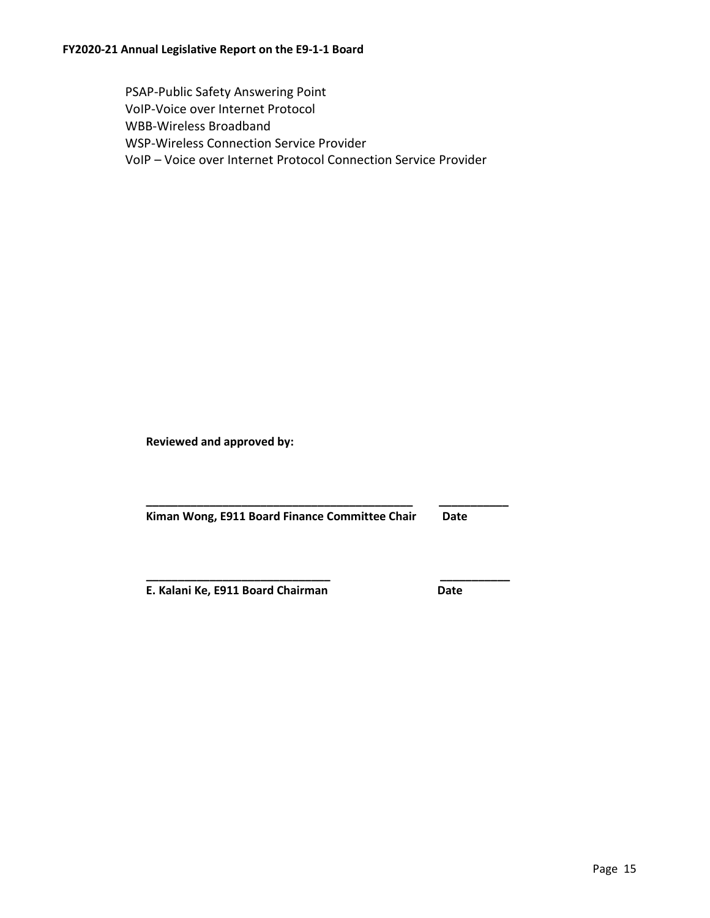PSAP-Public Safety Answering Point
VoIP-Voice over Internet Protocol
WBB-Wireless Broadband
WSP-Wireless Connection Service Provider
VoIP – Voice over Internet Protocol Connection Service Provider

**Reviewed and approved by:**

\_\_\_\_\_\_\_\_\_\_\_\_\_\_\_\_\_\_\_\_\_\_\_\_\_\_\_\_\_\_\_\_\_\_\_\_\_\_\_\_\_\_ \_\_\_\_\_\_\_\_\_\_\_

**Kiman Wong, E911 Board Finance Committee Chair     Date**

\_\_\_\_\_\_\_\_\_\_\_\_\_\_\_\_\_\_\_\_\_\_\_\_\_\_\_\_ \_\_\_\_\_\_\_\_\_\_\_

**E. Kalani Ke, E911 Board Chairman     Date**